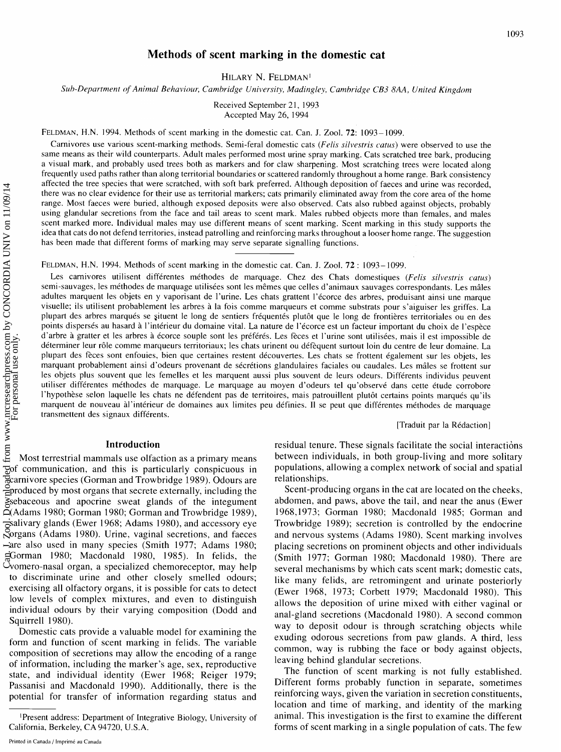# Methods of scent marking in the domestic cat

HILARY N. FELDMAN[1]

*Sub-Department of Animal Behaviour, Cambridge University, Madingley, Cambridge CB3 8AA, United Kingdom*

Received September 21, 1993

Accepted May 26, 1994

FELDMAN, H.N. 1994. Methods of scent marking in the domestic cat. Can. J. Zool. **72**: 1093–1099.

Carnivores use various scent-marking methods. Semi-feral domestic cats (*Felis silvestris catus*) were observed to use the same means as their wild counterparts. Adult males performed most urine spray marking. Cats scratched tree bark, producing a visual mark, and probably used trees both as markers and for claw sharpening. Most scratching trees were located along frequently used paths rather than along territorial boundaries or scattered randomly throughout a home range. Bark consistency affected the tree species that were scratched, with soft bark preferred. Although deposition of faeces and urine was recorded, there was no clear evidence for their use as territorial markers; cats primarily eliminated away from the core area of the home range. Most faeces were buried, although exposed deposits were also observed. Cats also rubbed against objects, probably using glandular secretions from the face and tail areas to scent mark. Males rubbed objects more than females, and males scent marked more. Individual males may use different means of scent marking. Scent marking in this study supports the idea that cats do not defend territories, instead patrolling and reinforcing marks throughout a looser home range. The suggestion has been made that different forms of marking may serve separate signalling functions.

FELDMAN, H.N. 1994. Methods of scent marking in the domestic cat. Can. J. Zool. **72** : 1093–1099.

Les carnivores utilisent différentes méthodes de marquage. Chez des Chats domestiques (*Felis silvestris catus*) semi-sauvages, les méthodes de marquage utilisées sont les mêmes que celles d'animaux sauvages correspondants. Les mâles adultes marquent les objets en y vaporisant de l'urine. Les chats grattent l'écorce des arbres, produisant ainsi une marque visuelle; ils utilisent probablement les arbres à la fois comme marqueurs et comme substrats pour s'aiguiser les griffes. La plupart des arbres marqués se situent le long de sentiers fréquentés plutôt que le long de frontières territoriales ou en des points dispersés au hasard à l'intérieur du domaine vital. La nature de l'écorce est un facteur important du choix de l'espèce d'arbre à gratter et les arbres à écorce souple sont les préférés. Les fèces et l'urine sont utilisées, mais il est impossible de déterminer leur rôle comme marqueurs territoriaux; les chats urinent ou défèquent surtout loin du centre de leur domaine. La plupart des fèces sont enfouies, bien que certaines restent découvertes. Les chats se frottent également sur les objets, les marquant probablement ainsi d'odeurs provenant de sécrétions glandulaires faciales ou caudales. Les mâles se frottent sur les objets plus souvent que les femelles et les marquent aussi plus souvent de leurs odeurs. Différents individus peuvent utiliser différentes méthodes de marquage. Le marquage au moyen d'odeurs tel qu'observé dans cette étude corrobore l'hypothèse selon laquelle les chats ne défendent pas de territoires, mais patrouillent plutôt certains points marqués qu'ils marquent de nouveau àl'intérieur de domaines aux limites peu définies. Il se peut que différentes méthodes de marquage transmettent des signaux différents.

[Traduit par la Rédaction]

## Introduction

Most terrestrial mammals use olfaction as a primary means of communication, and this is particularly conspicuous in carnivore species (Gorman and Trowbridge 1989). Odours are produced by most organs that secrete externally, including the sebaceous and apocrine sweat glands of the integument (Adams 1980; Gorman 1980; Gorman and Trowbridge 1989), salivary glands (Ewer 1968; Adams 1980), and accessory eye organs (Adams 1980). Urine, vaginal secretions, and faeces are also used in many species (Smith 1977; Adams 1980; Gorman 1980; Macdonald 1980, 1985). In felids, the vomero-nasal organ, a specialized chemoreceptor, may help to discriminate urine and other closely smelled odours; exercising all olfactory organs, it is possible for cats to detect low levels of complex mixtures, and even to distinguish individual odours by their varying composition (Dodd and Squirrell 1980).

Domestic cats provide a valuable model for examining the form and function of scent marking in felids. The variable composition of secretions may allow the encoding of a range of information, including the marker's age, sex, reproductive state, and individual identity (Ewer 1968; Reiger 1979; Passanisi and Macdonald 1990). Additionally, there is the potential for transfer of information regarding status and residual tenure. These signals facilitate the social interactions between individuals, in both group-living and more solitary populations, allowing a complex network of social and spatial relationships.

Scent-producing organs in the cat are located on the cheeks, abdomen, and paws, above the tail, and near the anus (Ewer 1968,1973; Gorman 1980; Macdonald 1985; Gorman and Trowbridge 1989); secretion is controlled by the endocrine and nervous systems (Adams 1980). Scent marking involves placing secretions on prominent objects and other individuals (Smith 1977; Gorman 1980; Macdonald 1980). There are several mechanisms by which cats scent mark; domestic cats, like many felids, are retromingent and urinate posteriorly (Ewer 1968, 1973; Corbett 1979; Macdonald 1980). This allows the deposition of urine mixed with either vaginal or anal-gland secretions (Macdonald 1980). A second common way to deposit odour is through scratching objects while exuding odorous secretions from paw glands. A third, less common, way is rubbing the face or body against objects, leaving behind glandular secretions.

The function of scent marking is not fully established. Different forms probably function in separate, sometimes reinforcing ways, given the variation in secretion constituents, location and time of marking, and identity of the marking animal. This investigation is the first to examine the different forms of scent marking in a single population of cats. The few

[1]Present address: Department of Integrative Biology, University of California, Berkeley, CA 94720, U.S.A.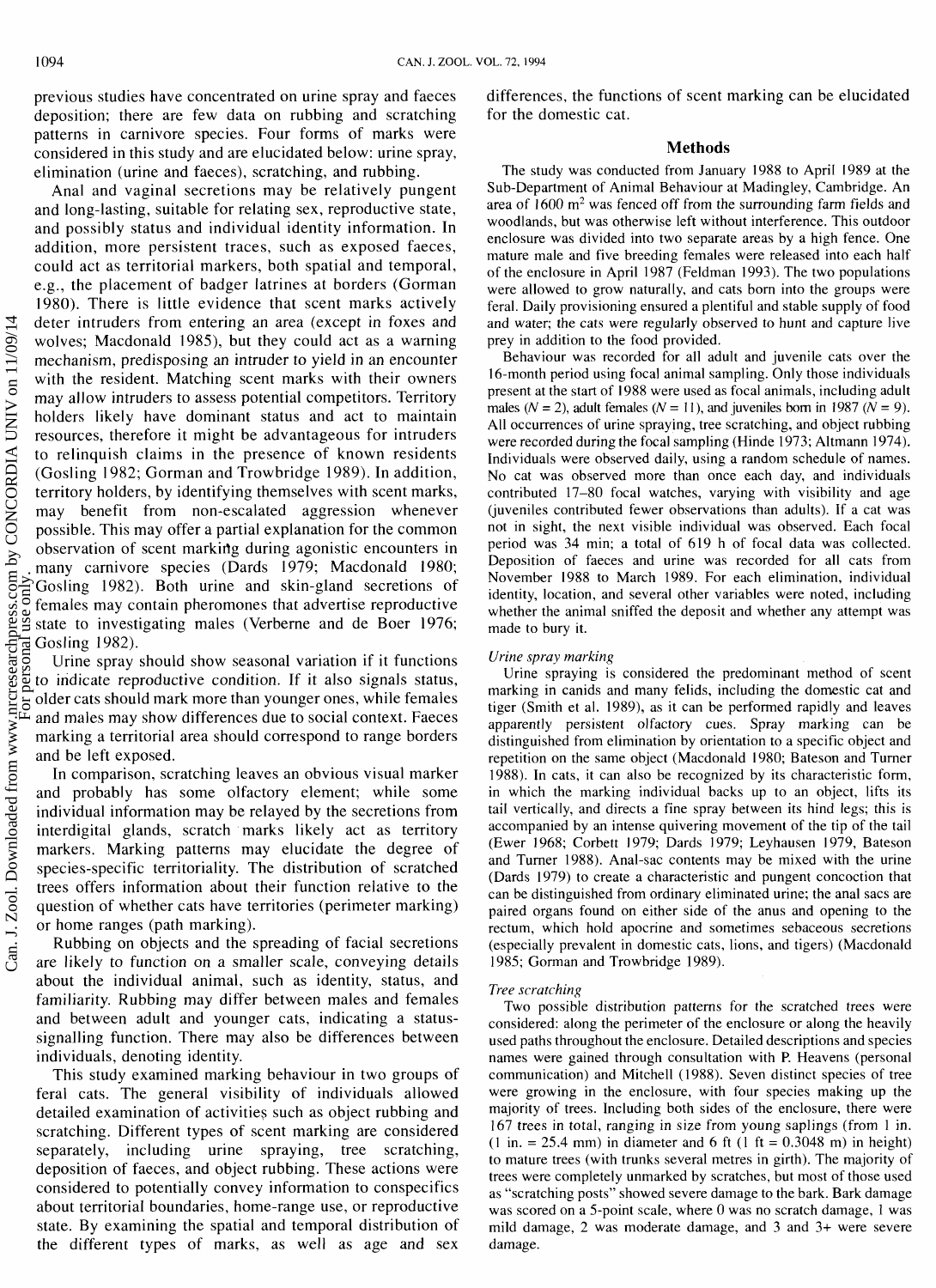previous studies have concentrated on urine spray and faeces deposition; there are few data on rubbing and scratching patterns in carnivore species. Four forms of marks were considered in this study and are elucidated below: urine spray, elimination (urine and faeces), scratching, and rubbing.

Anal and vaginal secretions may be relatively pungent and long-lasting, suitable for relating sex, reproductive state, and possibly status and individual identity information. In addition, more persistent traces, such as exposed faeces, could act as territorial markers, both spatial and temporal, e.g., the placement of badger latrines at borders (Gorman 1980). There is little evidence that scent marks actively deter intruders from entering an area (except in foxes and wolves; Macdonald 1985), but they could act as a warning mechanism, predisposing an intruder to yield in an encounter with the resident. Matching scent marks with their owners may allow intruders to assess potential competitors. Territory holders likely have dominant status and act to maintain resources, therefore it might be advantageous for intruders to relinquish claims in the presence of known residents (Gosling 1982; Gorman and Trowbridge 1989). In addition, territory holders, by identifying themselves with scent marks, may benefit from non-escalated aggression whenever possible. This may offer a partial explanation for the common observation of scent marking during agonistic encounters in many carnivore species (Dards 1979; Macdonald 1980; Gosling 1982). Both urine and skin-gland secretions of females may contain pheromones that advertise reproductive state to investigating males (Verberne and de Boer 1976; Gosling 1982).

Urine spray should show seasonal variation if it functions to indicate reproductive condition. If it also signals status, older cats should mark more than younger ones, while females and males may show differences due to social context. Faeces marking a territorial area should correspond to range borders and be left exposed.

In comparison, scratching leaves an obvious visual marker and probably has some olfactory element; while some individual information may be relayed by the secretions from interdigital glands, scratch marks likely act as territory markers. Marking patterns may elucidate the degree of species-specific territoriality. The distribution of scratched trees offers information about their function relative to the question of whether cats have territories (perimeter marking) or home ranges (path marking).

Rubbing on objects and the spreading of facial secretions are likely to function on a smaller scale, conveying details about the individual animal, such as identity, status, and familiarity. Rubbing may differ between males and females and between adult and younger cats, indicating a status-signalling function. There may also be differences between individuals, denoting identity.

This study examined marking behaviour in two groups of feral cats. The general visibility of individuals allowed detailed examination of activities such as object rubbing and scratching. Different types of scent marking are considered separately, including urine spraying, tree scratching, deposition of faeces, and object rubbing. These actions were considered to potentially convey information to conspecifics about territorial boundaries, home-range use, or reproductive state. By examining the spatial and temporal distribution of the different types of marks, as well as age and sex differences, the functions of scent marking can be elucidated for the domestic cat.

## Methods

The study was conducted from January 1988 to April 1989 at the Sub-Department of Animal Behaviour at Madingley, Cambridge. An area of 1600 $m^2$ was fenced off from the surrounding farm fields and woodlands, but was otherwise left without interference. This outdoor enclosure was divided into two separate areas by a high fence. One mature male and five breeding females were released into each half of the enclosure in April 1987 (Feldman 1993). The two populations were allowed to grow naturally, and cats born into the groups were feral. Daily provisioning ensured a plentiful and stable supply of food and water; the cats were regularly observed to hunt and capture live prey in addition to the food provided.

Behaviour was recorded for all adult and juvenile cats over the 16-month period using focal animal sampling. Only those individuals present at the start of 1988 were used as focal animals, including adult males ($N = 2$), adult females ($N = 11$), and juveniles born in 1987 ($N = 9$). All occurrences of urine spraying, tree scratching, and object rubbing were recorded during the focal sampling (Hinde 1973; Altmann 1974). Individuals were observed daily, using a random schedule of names. No cat was observed more than once each day, and individuals contributed 17–80 focal watches, varying with visibility and age (juveniles contributed fewer observations than adults). If a cat was not in sight, the next visible individual was observed. Each focal period was 34 min; a total of 619 h of focal data was collected. Deposition of faeces and urine was recorded for all cats from November 1988 to March 1989. For each elimination, individual identity, location, and several other variables were noted, including whether the animal sniffed the deposit and whether any attempt was made to bury it.

### *Urine spray marking*

Urine spraying is considered the predominant method of scent marking in canids and many felids, including the domestic cat and tiger (Smith et al. 1989), as it can be performed rapidly and leaves apparently persistent olfactory cues. Spray marking can be distinguished from elimination by orientation to a specific object and repetition on the same object (Macdonald 1980; Bateson and Turner 1988). In cats, it can also be recognized by its characteristic form, in which the marking individual backs up to an object, lifts its tail vertically, and directs a fine spray between its hind legs; this is accompanied by an intense quivering movement of the tip of the tail (Ewer 1968; Corbett 1979; Dards 1979; Leyhausen 1979, Bateson and Turner 1988). Anal-sac contents may be mixed with the urine (Dards 1979) to create a characteristic and pungent concoction that can be distinguished from ordinary eliminated urine; the anal sacs are paired organs found on either side of the anus and opening to the rectum, which hold apocrine and sometimes sebaceous secretions (especially prevalent in domestic cats, lions, and tigers) (Macdonald 1985; Gorman and Trowbridge 1989).

### *Tree scratching*

Two possible distribution patterns for the scratched trees were considered: along the perimeter of the enclosure or along the heavily used paths throughout the enclosure. Detailed descriptions and species names were gained through consultation with P. Heavens (personal communication) and Mitchell (1988). Seven distinct species of tree were growing in the enclosure, with four species making up the majority of trees. Including both sides of the enclosure, there were 167 trees in total, ranging in size from young saplings (from 1 in. (1 in. = 25.4 mm) in diameter and 6 ft (1 ft = 0.3048 m) in height) to mature trees (with trunks several metres in girth). The majority of trees were completely unmarked by scratches, but most of those used as "scratching posts" showed severe damage to the bark. Bark damage was scored on a 5-point scale, where 0 was no scratch damage, 1 was mild damage, 2 was moderate damage, and 3 and 3+ were severe damage.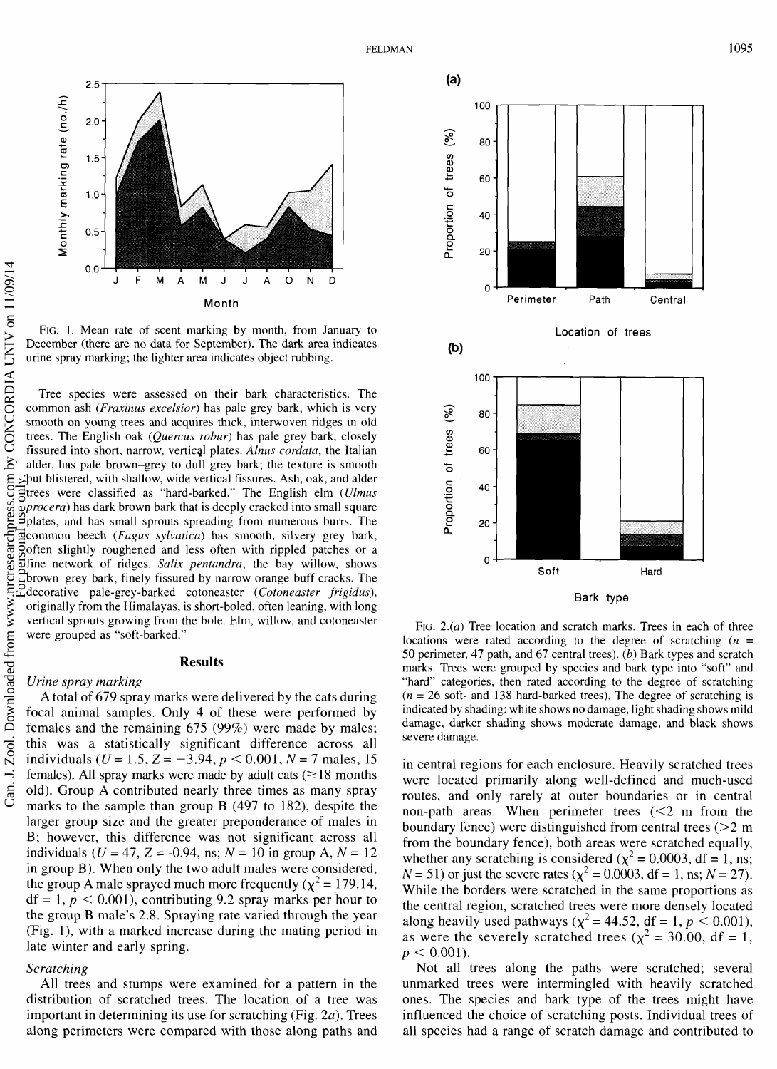FIG. 1. Mean rate of scent marking by month, from January to December (there are no data for September). The dark area indicates urine spray marking; the lighter area indicates object rubbing.

Tree species were assessed on their bark characteristics. The common ash (*Fraxinus excelsior*) has pale grey bark, which is very smooth on young trees and acquires thick, interwoven ridges in old trees. The English oak (*Quercus robur*) has pale grey bark, closely fissured into short, narrow, vertical plates. *Alnus cordata*, the Italian alder, has pale brown–grey to dull grey bark; the texture is smooth but blistered, with shallow, wide vertical fissures. Ash, oak, and alder trees were classified as "hard-barked." The English elm (*Ulmus procera*) has dark brown bark that is deeply cracked into small square plates, and has small sprouts spreading from numerous burrs. The common beech (*Fagus sylvatica*) has smooth, silvery grey bark, often slightly roughened and less often with rippled patches or a fine network of ridges. *Salix pentandra*, the bay willow, shows brown–grey bark, finely fissured by narrow orange-buff cracks. The decorative pale-grey-barked cotoneaster (*Cotoneaster frigidus*), originally from the Himalayas, is short-boled, often leaning, with long vertical sprouts growing from the bole. Elm, willow, and cotoneaster were grouped as "soft-barked."

## Results

### Urine spray marking

A total of 679 spray marks were delivered by the cats during focal animal samples. Only 4 of these were performed by females and the remaining 675 (99%) were made by males; this was a statistically significant difference across all individuals ($U = 1.5$, $Z = -3.94$, $p < 0.001$, $N = 7$ males, 15 females). All spray marks were made by adult cats ($\geq 18$ months old). Group A contributed nearly three times as many spray marks to the sample than group B (497 to 182), despite the larger group size and the greater preponderance of males in B; however, this difference was not significant across all individuals ($U = 47$, $Z = -0.94$, ns; $N = 10$ in group A, $N = 12$ in group B). When only the two adult males were considered, the group A male sprayed much more frequently ($\chi^2 = 179.14$, df = 1, $p < 0.001$), contributing 9.2 spray marks per hour to the group B male's 2.8. Spraying rate varied through the year (Fig. 1), with a marked increase during the mating period in late winter and early spring.

### Scratching

All trees and stumps were examined for a pattern in the distribution of scratched trees. The location of a tree was important in determining its use for scratching (Fig. 2*a*). Trees along perimeters were compared with those along paths and in central regions for each enclosure. Heavily scratched trees were located primarily along well-defined and much-used routes, and only rarely at outer boundaries or in central non-path areas. When perimeter trees (<2 m from the boundary fence) were distinguished from central trees (>2 m from the boundary fence), both areas were scratched equally, whether any scratching is considered ($\chi^2 = 0.0003$, df = 1, ns; $N = 51$) or just the severe rates ($\chi^2 = 0.0003$, df = 1, ns; $N = 27$). While the borders were scratched in the same proportions as the central region, scratched trees were more densely located along heavily used pathways ($\chi^2 = 44.52$, df = 1, $p < 0.001$), as were the severely scratched trees ($\chi^2 = 30.00$, df = 1, $p < 0.001$).

FIG. 2.(*a*) Tree location and scratch marks. Trees in each of three locations were rated according to the degree of scratching ($n$ = 50 perimeter, 47 path, and 67 central trees). (*b*) Bark types and scratch marks. Trees were grouped by species and bark type into "soft" and "hard" categories, then rated according to the degree of scratching ($n$ = 26 soft- and 138 hard-barked trees). The degree of scratching is indicated by shading: white shows no damage, light shading shows mild damage, darker shading shows moderate damage, and black shows severe damage.

Not all trees along the paths were scratched; several unmarked trees were intermingled with heavily scratched ones. The species and bark type of the trees might have influenced the choice of scratching posts. Individual trees of all species had a range of scratch damage and contributed to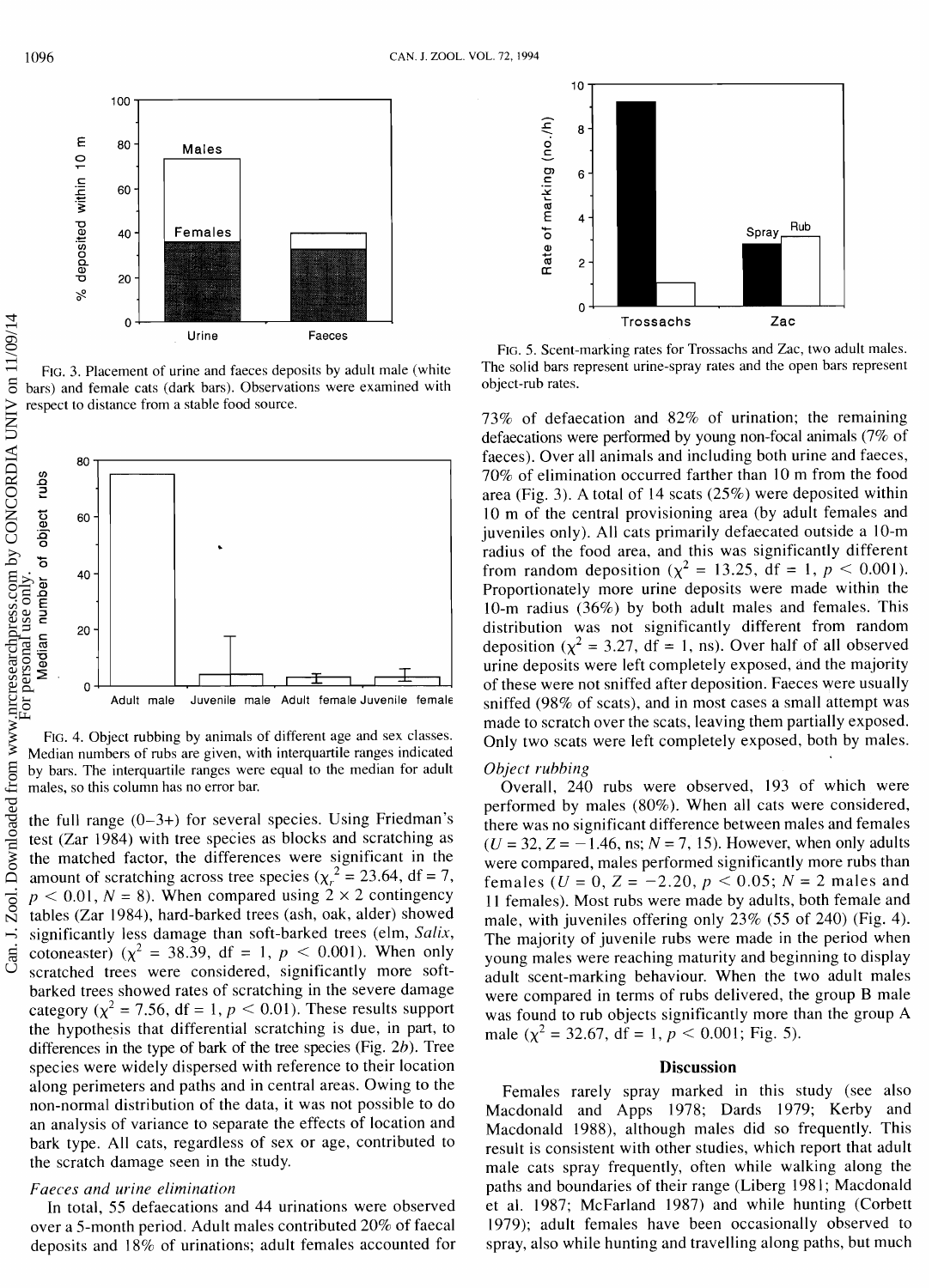FIG. 3. Placement of urine and faeces deposits by adult male (white bars) and female cats (dark bars). Observations were examined with respect to distance from a stable food source.

FIG. 4. Object rubbing by animals of different age and sex classes. Median numbers of rubs are given, with interquartile ranges indicated by bars. The interquartile ranges were equal to the median for adult males, so this column has no error bar.

the full range (0–3+) for several species. Using Friedman's test (Zar 1984) with tree species as blocks and scratching as the matched factor, the differences were significant in the amount of scratching across tree species ($\chi_r^2 = 23.64$, df = 7, $p < 0.01$, $N = 8$). When compared using 2 × 2 contingency tables (Zar 1984), hard-barked trees (ash, oak, alder) showed significantly less damage than soft-barked trees (elm, *Salix*, cotoneaster) ($\chi^2 = 38.39$, df = 1, $p < 0.001$). When only scratched trees were considered, significantly more soft-barked trees showed rates of scratching in the severe damage category ($\chi^2 = 7.56$, df = 1, $p < 0.01$). These results support the hypothesis that differential scratching is due, in part, to differences in the type of bark of the tree species (Fig. 2*b*). Tree species were widely dispersed with reference to their location along perimeters and paths and in central areas. Owing to the non-normal distribution of the data, it was not possible to do an analysis of variance to separate the effects of location and bark type. All cats, regardless of sex or age, contributed to the scratch damage seen in the study.

### *Faeces and urine elimination*

In total, 55 defaecations and 44 urinations were observed over a 5-month period. Adult males contributed 20% of faecal deposits and 18% of urinations; adult females accounted for 73% of defaecation and 82% of urination; the remaining defaecations were performed by young non-focal animals (7% of faeces). Over all animals and including both urine and faeces, 70% of elimination occurred farther than 10 m from the food area (Fig. 3). A total of 14 scats (25%) were deposited within 10 m of the central provisioning area (by adult females and juveniles only). All cats primarily defaecated outside a 10-m radius of the food area, and this was significantly different from random deposition ($\chi^2 = 13.25$, df = 1, $p < 0.001$). Proportionately more urine deposits were made within the 10-m radius (36%) by both adult males and females. This distribution was not significantly different from random deposition ($\chi^2 = 3.27$, df = 1, ns). Over half of all observed urine deposits were left completely exposed, and the majority of these were not sniffed after deposition. Faeces were usually sniffed (98% of scats), and in most cases a small attempt was made to scratch over the scats, leaving them partially exposed. Only two scats were left completely exposed, both by males.

FIG. 5. Scent-marking rates for Trossachs and Zac, two adult males. The solid bars represent urine-spray rates and the open bars represent object-rub rates.

### *Object rubbing*

Overall, 240 rubs were observed, 193 of which were performed by males (80%). When all cats were considered, there was no significant difference between males and females ($U = 32$, $Z = -1.46$, ns; $N = 7$, 15). However, when only adults were compared, males performed significantly more rubs than females ($U = 0$, $Z = -2.20$, $p < 0.05$; $N = 2$ males and 11 females). Most rubs were made by adults, both female and male, with juveniles offering only 23% (55 of 240) (Fig. 4). The majority of juvenile rubs were made in the period when young males were reaching maturity and beginning to display adult scent-marking behaviour. When the two adult males were compared in terms of rubs delivered, the group B male was found to rub objects significantly more than the group A male ($\chi^2 = 32.67$, df = 1, $p < 0.001$; Fig. 5).

## Discussion

Females rarely spray marked in this study (see also Macdonald and Apps 1978; Dards 1979; Kerby and Macdonald 1988), although males did so frequently. This result is consistent with other studies, which report that adult male cats spray frequently, often while walking along the paths and boundaries of their range (Liberg 1981; Macdonald et al. 1987; McFarland 1987) and while hunting (Corbett 1979); adult females have been occasionally observed to spray, also while hunting and travelling along paths, but much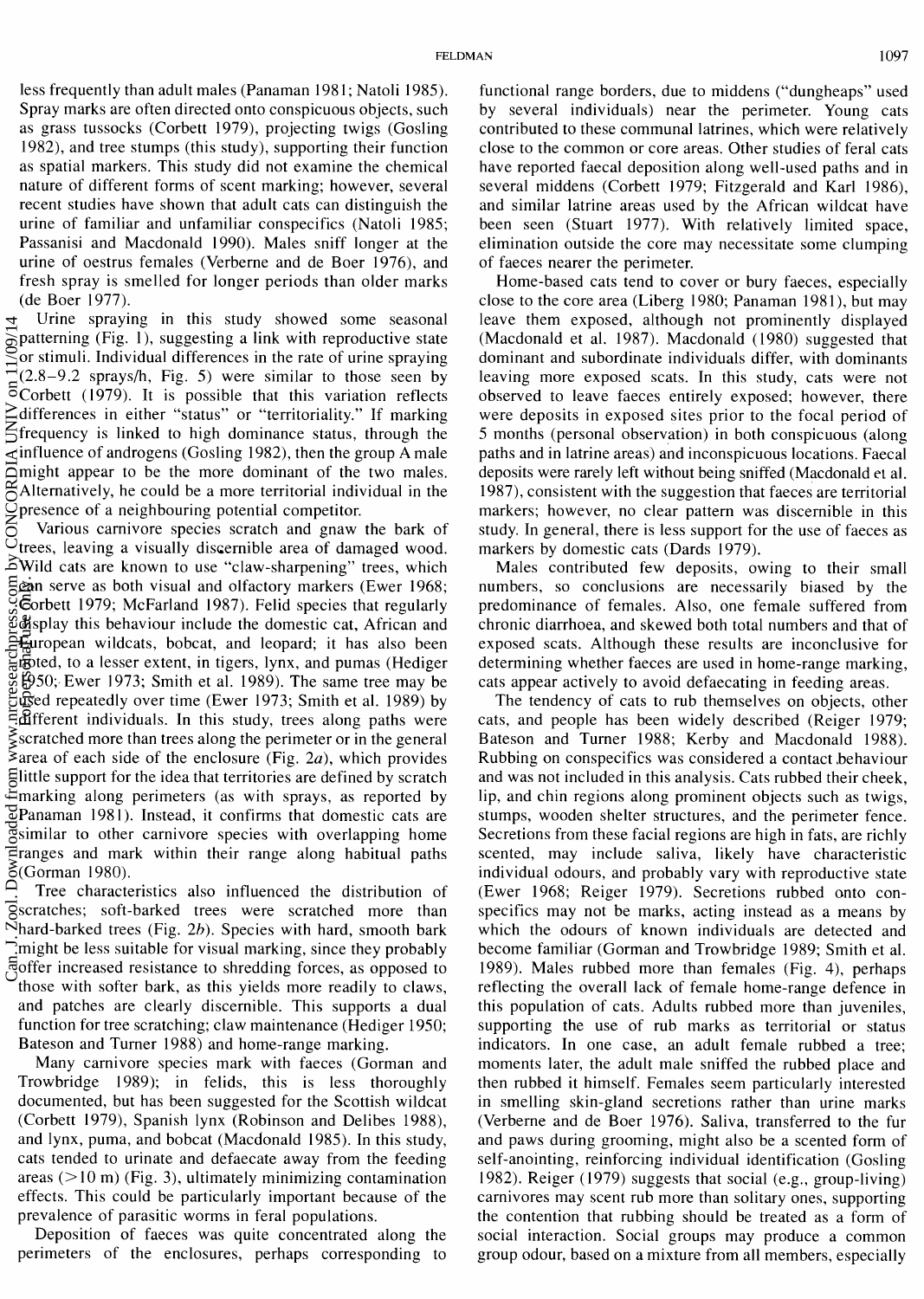less frequently than adult males (Panaman 1981; Natoli 1985). Spray marks are often directed onto conspicuous objects, such as grass tussocks (Corbett 1979), projecting twigs (Gosling 1982), and tree stumps (this study), supporting their function as spatial markers. This study did not examine the chemical nature of different forms of scent marking; however, several recent studies have shown that adult cats can distinguish the urine of familiar and unfamiliar conspecifics (Natoli 1985; Passanisi and Macdonald 1990). Males sniff longer at the urine of oestrus females (Verberne and de Boer 1976), and fresh spray is smelled for longer periods than older marks (de Boer 1977).

Urine spraying in this study showed some seasonal patterning (Fig. 1), suggesting a link with reproductive state or stimuli. Individual differences in the rate of urine spraying (2.8–9.2 sprays/h, Fig. 5) were similar to those seen by Corbett (1979). It is possible that this variation reflects differences in either "status" or "territoriality." If marking frequency is linked to high dominance status, through the influence of androgens (Gosling 1982), then the group A male might appear to be the more dominant of the two males. Alternatively, he could be a more territorial individual in the presence of a neighbouring potential competitor.

Various carnivore species scratch and gnaw the bark of trees, leaving a visually discernible area of damaged wood. Wild cats are known to use "claw-sharpening" trees, which can serve as both visual and olfactory markers (Ewer 1968; Corbett 1979; McFarland 1987). Felid species that regularly display this behaviour include the domestic cat, African and European wildcats, bobcat, and leopard; it has also been noted, to a lesser extent, in tigers, lynx, and pumas (Hediger 1950; Ewer 1973; Smith et al. 1989). The same tree may be used repeatedly over time (Ewer 1973; Smith et al. 1989) by different individuals. In this study, trees along paths were scratched more than trees along the perimeter or in the general area of each side of the enclosure (Fig. 2*a*), which provides little support for the idea that territories are defined by scratch marking along perimeters (as with sprays, as reported by Panaman 1981). Instead, it confirms that domestic cats are similar to other carnivore species with overlapping home ranges and mark within their range along habitual paths (Gorman 1980).

Tree characteristics also influenced the distribution of scratches; soft-barked trees were scratched more than hard-barked trees (Fig. 2*b*). Species with hard, smooth bark might be less suitable for visual marking, since they probably offer increased resistance to shredding forces, as opposed to those with softer bark, as this yields more readily to claws, and patches are clearly discernible. This supports a dual function for tree scratching; claw maintenance (Hediger 1950; Bateson and Turner 1988) and home-range marking.

Many carnivore species mark with faeces (Gorman and Trowbridge 1989); in felids, this is less thoroughly documented, but has been suggested for the Scottish wildcat (Corbett 1979), Spanish lynx (Robinson and Delibes 1988), and lynx, puma, and bobcat (Macdonald 1985). In this study, cats tended to urinate and defaecate away from the feeding areas (>10 m) (Fig. 3), ultimately minimizing contamination effects. This could be particularly important because of the prevalence of parasitic worms in feral populations.

Deposition of faeces was quite concentrated along the perimeters of the enclosures, perhaps corresponding to functional range borders, due to middens ("dungheaps" used by several individuals) near the perimeter. Young cats contributed to these communal latrines, which were relatively close to the common or core areas. Other studies of feral cats have reported faecal deposition along well-used paths and in several middens (Corbett 1979; Fitzgerald and Karl 1986), and similar latrine areas used by the African wildcat have been seen (Stuart 1977). With relatively limited space, elimination outside the core may necessitate some clumping of faeces nearer the perimeter.

Home-based cats tend to cover or bury faeces, especially close to the core area (Liberg 1980; Panaman 1981), but may leave them exposed, although not prominently displayed (Macdonald et al. 1987). Macdonald (1980) suggested that dominant and subordinate individuals differ, with dominants leaving more exposed scats. In this study, cats were not observed to leave faeces entirely exposed; however, there were deposits in exposed sites prior to the focal period of 5 months (personal observation) in both conspicuous (along paths and in latrine areas) and inconspicuous locations. Faecal deposits were rarely left without being sniffed (Macdonald et al. 1987), consistent with the suggestion that faeces are territorial markers; however, no clear pattern was discernible in this study. In general, there is less support for the use of faeces as markers by domestic cats (Dards 1979).

Males contributed few deposits, owing to their small numbers, so conclusions are necessarily biased by the predominance of females. Also, one female suffered from chronic diarrhoea, and skewed both total numbers and that of exposed scats. Although these results are inconclusive for determining whether faeces are used in home-range marking, cats appear actively to avoid defaecating in feeding areas.

The tendency of cats to rub themselves on objects, other cats, and people has been widely described (Reiger 1979; Bateson and Turner 1988; Kerby and Macdonald 1988). Rubbing on conspecifics was considered a contact behaviour and was not included in this analysis. Cats rubbed their cheek, lip, and chin regions along prominent objects such as twigs, stumps, wooden shelter structures, and the perimeter fence. Secretions from these facial regions are high in fats, are richly scented, may include saliva, likely have characteristic individual odours, and probably vary with reproductive state (Ewer 1968; Reiger 1979). Secretions rubbed onto conspecifics may not be marks, acting instead as a means by which the odours of known individuals are detected and become familiar (Gorman and Trowbridge 1989; Smith et al. 1989). Males rubbed more than females (Fig. 4), perhaps reflecting the overall lack of female home-range defence in this population of cats. Adults rubbed more than juveniles, supporting the use of rub marks as territorial or status indicators. In one case, an adult female rubbed a tree; moments later, the adult male sniffed the rubbed place and then rubbed it himself. Females seem particularly interested in smelling skin-gland secretions rather than urine marks (Verberne and de Boer 1976). Saliva, transferred to the fur and paws during grooming, might also be a scented form of self-anointing, reinforcing individual identification (Gosling 1982). Reiger (1979) suggests that social (e.g., group-living) carnivores may scent rub more than solitary ones, supporting the contention that rubbing should be treated as a form of social interaction. Social groups may produce a common group odour, based on a mixture from all members, especially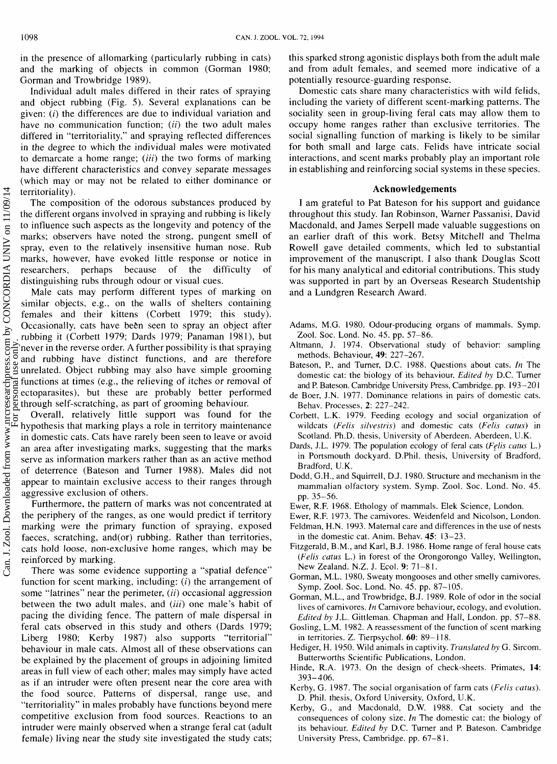in the presence of allomarking (particularly rubbing in cats) and the marking of objects in common (Gorman 1980; Gorman and Trowbridge 1989).

Individual adult males differed in their rates of spraying and object rubbing (Fig. 5). Several explanations can be given: (*i*) the differences are due to individual variation and have no communication function; (*ii*) the two adult males differed in "territoriality," and spraying reflected differences in the degree to which the individual males were motivated to demarcate a home range; (*iii*) the two forms of marking have different characteristics and convey separate messages (which may or may not be related to either dominance or territoriality).

The composition of the odorous substances produced by the different organs involved in spraying and rubbing is likely to influence such aspects as the longevity and potency of the marks; observers have noted the strong, pungent smell of spray, even to the relatively insensitive human nose. Rub marks, however, have evoked little response or notice in researchers, perhaps because of the difficulty of distinguishing rubs through odour or visual cues.

Male cats may perform different types of marking on similar objects, e.g., on the walls of shelters containing females and their kittens (Corbett 1979; this study). Occasionally, cats have been seen to spray an object after rubbing it (Corbett 1979; Dards 1979; Panaman 1981), but never in the reverse order. A further possibility is that spraying and rubbing have distinct functions, and are therefore unrelated. Object rubbing may also have simple grooming functions at times (e.g., the relieving of itches or removal of ectoparasites), but these are probably better performed through self-scratching, as part of grooming behaviour.

Overall, relatively little support was found for the hypothesis that marking plays a role in territory maintenance in domestic cats. Cats have rarely been seen to leave or avoid an area after investigating marks, suggesting that the marks serve as information markers rather than as an active method of deterrence (Bateson and Turner 1988). Males did not appear to maintain exclusive access to their ranges through aggressive exclusion of others.

Furthermore, the pattern of marks was not concentrated at the periphery of the ranges, as one would predict if territory marking were the primary function of spraying, exposed faeces, scratching, and(or) rubbing. Rather than territories, cats hold loose, non-exclusive home ranges, which may be reinforced by marking.

There was some evidence supporting a "spatial defence" function for scent marking, including: (*i*) the arrangement of some "latrines" near the perimeter, (*ii*) occasional aggression between the two adult males, and (*iii*) one male's habit of pacing the dividing fence. The pattern of male dispersal in feral cats observed in this study and others (Dards 1979; Liberg 1980; Kerby 1987) also supports "territorial" behaviour in male cats. Almost all of these observations can be explained by the placement of groups in adjoining limited areas in full view of each other; males may simply have acted as if an intruder were often present near the core area with the food source. Patterns of dispersal, range use, and "territoriality" in males probably have functions beyond mere competitive exclusion from food sources. Reactions to an intruder were mainly observed when a strange feral cat (adult female) living near the study site investigated the study cats; this sparked strong agonistic displays both from the adult male and from adult females, and seemed more indicative of a potentially resource-guarding response.

Domestic cats share many characteristics with wild felids, including the variety of different scent-marking patterns. The sociality seen in group-living feral cats may allow them to occupy home ranges rather than exclusive territories. The social signalling function of marking is likely to be similar for both small and large cats. Felids have intricate social interactions, and scent marks probably play an important role in establishing and reinforcing social systems in these species.

## Acknowledgements

I am grateful to Pat Bateson for his support and guidance throughout this study. Ian Robinson, Warner Passanisi, David Macdonald, and James Serpell made valuable suggestions on an earlier draft of this work. Betsy Mitchell and Thelma Rowell gave detailed comments, which led to substantial improvement of the manuscript. I also thank Douglas Scott for his many analytical and editorial contributions. This study was supported in part by an Overseas Research Studentship and a Lundgren Research Award.

Adams, M.G. 1980. Odour-producing organs of mammals. Symp. Zool. Soc. Lond. No. 45. pp. 57–86.

Altmann, J. 1974. Observational study of behavior: sampling methods. Behaviour, **49**: 227–267.

Bateson, P., and Turner, D.C. 1988. Questions about cats. *In* The domestic cat: the biology of its behaviour. *Edited by* D.C. Turner and P. Bateson. Cambridge University Press, Cambridge. pp. 193–201

de Boer, J.N. 1977. Dominance relations in pairs of domestic cats. Behav. Processes, **2**: 227–242.

Corbett, L.K. 1979. Feeding ecology and social organization of wildcats (*Felis silvestris*) and domestic cats (*Felis catus*) in Scotland. Ph.D. thesis, University of Aberdeen. Aberdeen, U.K.

Dards, J.L. 1979. The population ecology of feral cats (*Felis catus* L.) in Portsmouth dockyard. D.Phil. thesis, University of Bradford, Bradford, U.K.

Dodd, G.H., and Squirrell, D.J. 1980. Structure and mechanism in the mammalian olfactory system. Symp. Zool. Soc. Lond. No. 45. pp. 35–56.

Ewer, R.F. 1968. Ethology of mammals. Elek Science, London.

Ewer, R.F. 1973. The carnivores. Weidenfeld and Nicolson, London.

Feldman, H.N. 1993. Maternal care and differences in the use of nests in the domestic cat. Anim. Behav. **45**: 13–23.

Fitzgerald, B.M., and Karl, B.J. 1986. Home range of feral house cats (*Felis catus* L.) in forest of the Orongorongo Valley, Wellington, New Zealand. N.Z. J. Ecol. **9**: 71–81.

Gorman, M.L. 1980. Sweaty mongooses and other smelly carnivores. Symp. Zool. Soc. Lond. No. 45. pp. 87–105.

Gorman, M.L., and Trowbridge, B.J. 1989. Role of odor in the social lives of carnivores. *In* Carnivore behaviour, ecology, and evolution. *Edited by* J.L. Gittleman. Chapman and Hall, London. pp. 57–88.

Gosling, L.M. 1982. A reassessment of the function of scent marking in territories. Z. Tierpsychol. **60**: 89–118.

Hediger, H. 1950. Wild animals in captivity. *Translated by* G. Sircom. Butterworths Scientific Publications, London.

Hinde, R.A. 1973. On the design of check-sheets. Primates, **14**: 393–406.

Kerby, G. 1987. The social organisation of farm cats (*Felis catus*). D. Phil. thesis, Oxford University, Oxford, U.K.

Kerby, G., and Macdonald, D.W. 1988. Cat society and the consequences of colony size. *In* The domestic cat: the biology of its behaviour. *Edited by* D.C. Turner and P. Bateson. Cambridge University Press, Cambridge. pp. 67–81.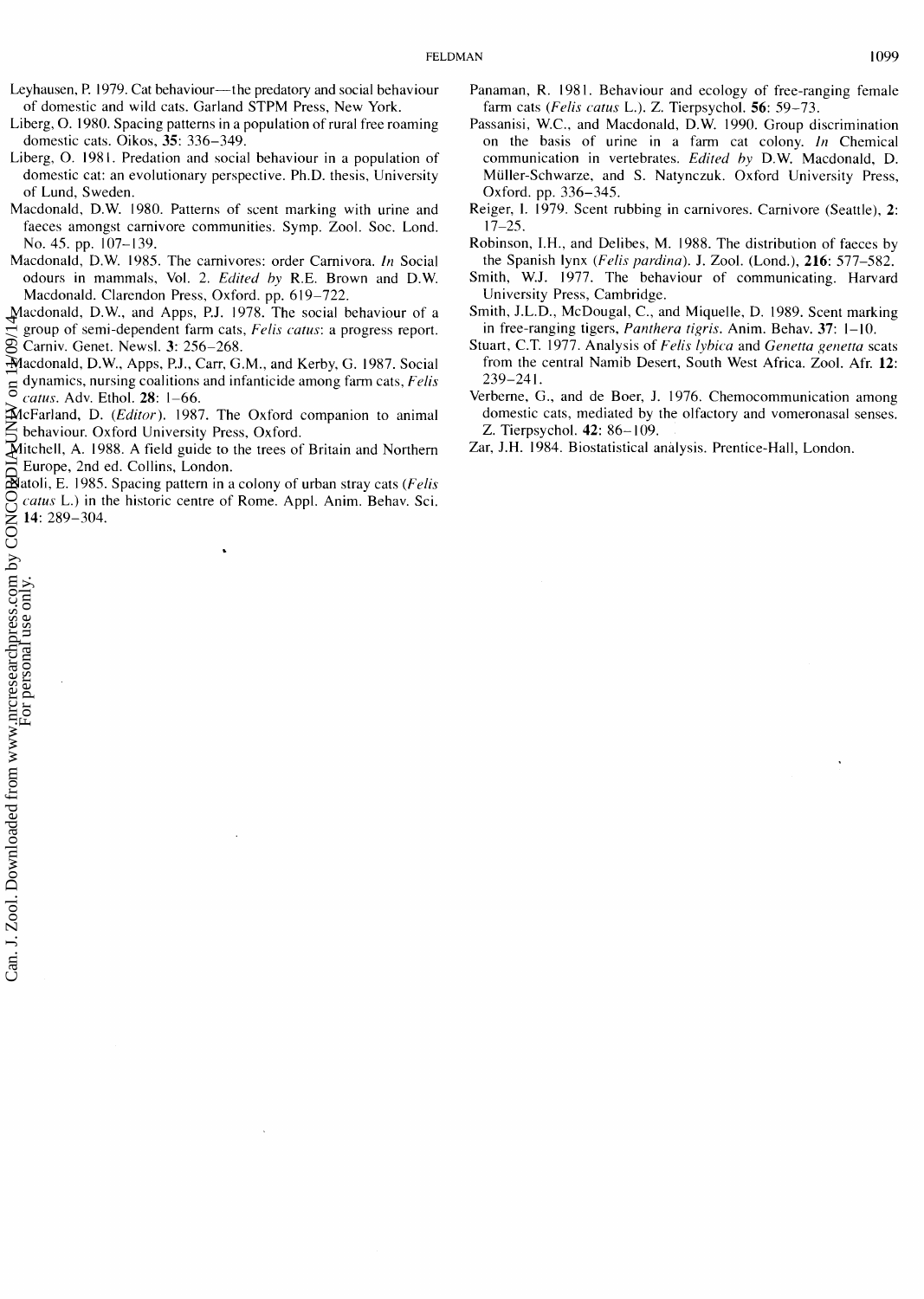Leyhausen, P. 1979. Cat behaviour—the predatory and social behaviour of domestic and wild cats. Garland STPM Press, New York.

Liberg, O. 1980. Spacing patterns in a population of rural free roaming domestic cats. Oikos, **35**: 336–349.

Liberg, O. 1981. Predation and social behaviour in a population of domestic cat: an evolutionary perspective. Ph.D. thesis, University of Lund, Sweden.

Macdonald, D.W. 1980. Patterns of scent marking with urine and faeces amongst carnivore communities. Symp. Zool. Soc. Lond. No. 45. pp. 107–139.

Macdonald, D.W. 1985. The carnivores: order Carnivora. *In* Social odours in mammals, Vol. 2. *Edited by* R.E. Brown and D.W. Macdonald. Clarendon Press, Oxford. pp. 619–722.

Macdonald, D.W., and Apps, P.J. 1978. The social behaviour of a group of semi-dependent farm cats, *Felis catus*: a progress report. Carniv. Genet. Newsl. **3**: 256–268.

Macdonald, D.W., Apps, P.J., Carr, G.M., and Kerby, G. 1987. Social dynamics, nursing coalitions and infanticide among farm cats, *Felis catus*. Adv. Ethol. **28**: 1–66.

McFarland, D. (*Editor*). 1987. The Oxford companion to animal behaviour. Oxford University Press, Oxford.

Mitchell, A. 1988. A field guide to the trees of Britain and Northern Europe, 2nd ed. Collins, London.

Natoli, E. 1985. Spacing pattern in a colony of urban stray cats (*Felis catus* L.) in the historic centre of Rome. Appl. Anim. Behav. Sci. **14**: 289–304.

Panaman, R. 1981. Behaviour and ecology of free-ranging female farm cats (*Felis catus* L.). Z. Tierpsychol. **56**: 59–73.

Passanisi, W.C., and Macdonald, D.W. 1990. Group discrimination on the basis of urine in a farm cat colony. *In* Chemical communication in vertebrates. *Edited by* D.W. Macdonald, D. Müller-Schwarze, and S. Natynczuk. Oxford University Press, Oxford. pp. 336–345.

Reiger, I. 1979. Scent rubbing in carnivores. Carnivore (Seattle), **2**: 17–25.

Robinson, I.H., and Delibes, M. 1988. The distribution of faeces by the Spanish lynx (*Felis pardina*). J. Zool. (Lond.), **216**: 577–582.

Smith, W.J. 1977. The behaviour of communicating. Harvard University Press, Cambridge.

Smith, J.L.D., McDougal, C., and Miquelle, D. 1989. Scent marking in free-ranging tigers, *Panthera tigris*. Anim. Behav. **37**: 1–10.

Stuart, C.T. 1977. Analysis of *Felis lybica* and *Genetta genetta* scats from the central Namib Desert, South West Africa. Zool. Afr. **12**: 239–241.

Verberne, G., and de Boer, J. 1976. Chemocommunication among domestic cats, mediated by the olfactory and vomeronasal senses. Z. Tierpsychol. **42**: 86–109.

Zar, J.H. 1984. Biostatistical analysis. Prentice-Hall, London.